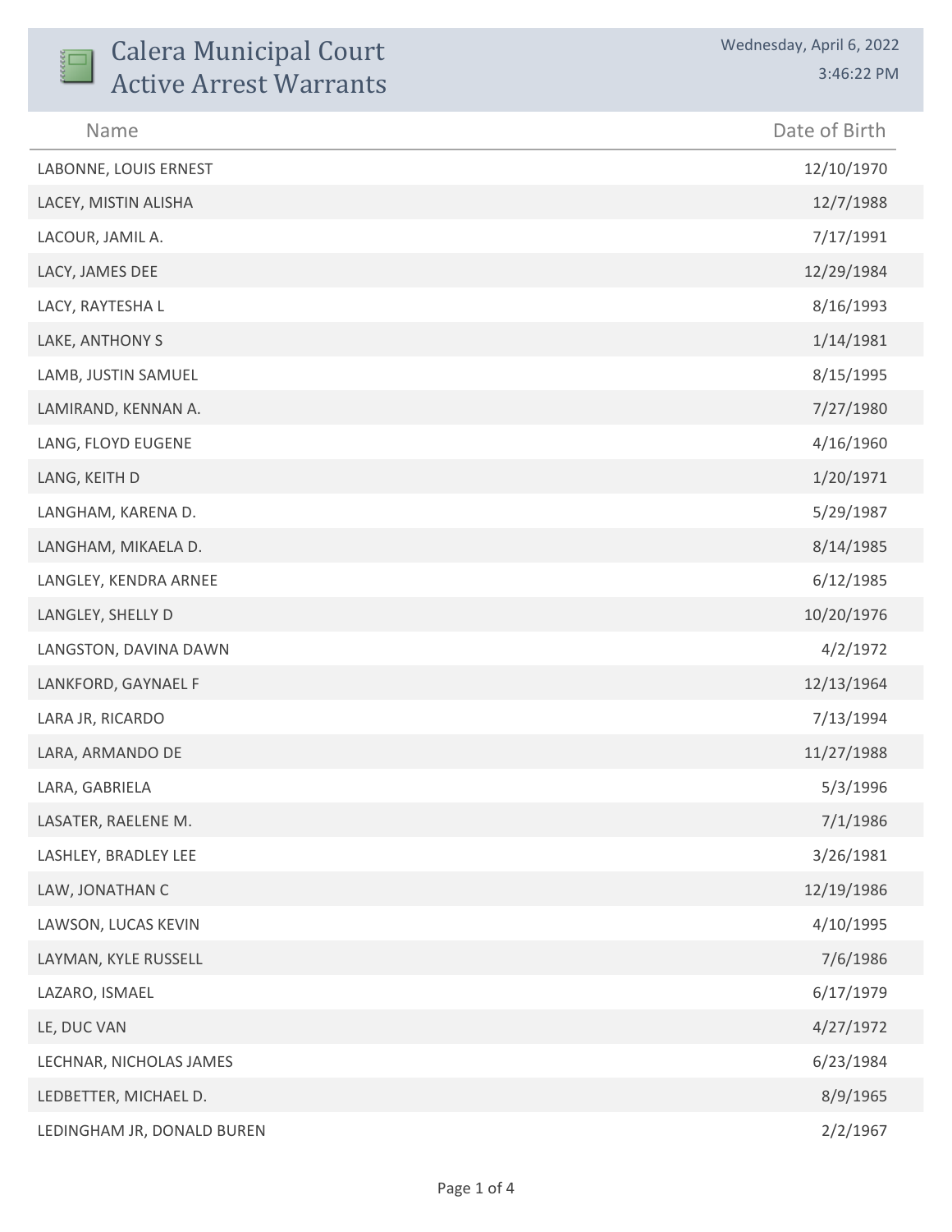# Calera Municipal Court
## Active Arrest Warrants

Wednesday, April 6, 2022
3:46:22 PM

| Name | Date of Birth |
|---|---|
| LABONNE, LOUIS ERNEST | 12/10/1970 |
| LACEY, MISTIN ALISHA | 12/7/1988 |
| LACOUR, JAMIL A. | 7/17/1991 |
| LACY, JAMES DEE | 12/29/1984 |
| LACY, RAYTESHA L | 8/16/1993 |
| LAKE, ANTHONY S | 1/14/1981 |
| LAMB, JUSTIN SAMUEL | 8/15/1995 |
| LAMIRAND, KENNAN A. | 7/27/1980 |
| LANG, FLOYD EUGENE | 4/16/1960 |
| LANG, KEITH D | 1/20/1971 |
| LANGHAM, KARENA D. | 5/29/1987 |
| LANGHAM, MIKAELA D. | 8/14/1985 |
| LANGLEY, KENDRA ARNEE | 6/12/1985 |
| LANGLEY, SHELLY D | 10/20/1976 |
| LANGSTON, DAVINA DAWN | 4/2/1972 |
| LANKFORD, GAYNAEL F | 12/13/1964 |
| LARA JR, RICARDO | 7/13/1994 |
| LARA, ARMANDO DE | 11/27/1988 |
| LARA, GABRIELA | 5/3/1996 |
| LASATER, RAELENE M. | 7/1/1986 |
| LASHLEY, BRADLEY LEE | 3/26/1981 |
| LAW, JONATHAN C | 12/19/1986 |
| LAWSON, LUCAS KEVIN | 4/10/1995 |
| LAYMAN, KYLE RUSSELL | 7/6/1986 |
| LAZARO, ISMAEL | 6/17/1979 |
| LE, DUC VAN | 4/27/1972 |
| LECHNAR, NICHOLAS JAMES | 6/23/1984 |
| LEDBETTER, MICHAEL D. | 8/9/1965 |
| LEDINGHAM JR, DONALD BUREN | 2/2/1967 |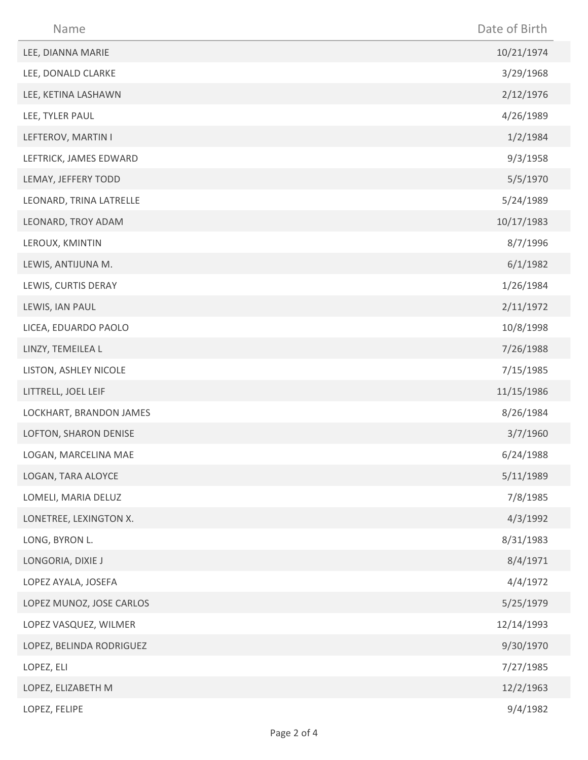| Name | Date of Birth |
| --- | --- |
| LEE, DIANNA MARIE | 10/21/1974 |
| LEE, DONALD CLARKE | 3/29/1968 |
| LEE, KETINA LASHAWN | 2/12/1976 |
| LEE, TYLER PAUL | 4/26/1989 |
| LEFTEROV, MARTIN I | 1/2/1984 |
| LEFTRICK, JAMES EDWARD | 9/3/1958 |
| LEMAY, JEFFERY TODD | 5/5/1970 |
| LEONARD, TRINA LATRELLE | 5/24/1989 |
| LEONARD, TROY ADAM | 10/17/1983 |
| LEROUX, KMINTIN | 8/7/1996 |
| LEWIS, ANTIJUNA M. | 6/1/1982 |
| LEWIS, CURTIS DERAY | 1/26/1984 |
| LEWIS, IAN PAUL | 2/11/1972 |
| LICEA, EDUARDO PAOLO | 10/8/1998 |
| LINZY, TEMEILEA L | 7/26/1988 |
| LISTON, ASHLEY NICOLE | 7/15/1985 |
| LITTRELL, JOEL LEIF | 11/15/1986 |
| LOCKHART, BRANDON JAMES | 8/26/1984 |
| LOFTON, SHARON DENISE | 3/7/1960 |
| LOGAN, MARCELINA MAE | 6/24/1988 |
| LOGAN, TARA ALOYCE | 5/11/1989 |
| LOMELI, MARIA DELUZ | 7/8/1985 |
| LONETREE, LEXINGTON X. | 4/3/1992 |
| LONG, BYRON L. | 8/31/1983 |
| LONGORIA, DIXIE J | 8/4/1971 |
| LOPEZ AYALA, JOSEFA | 4/4/1972 |
| LOPEZ MUNOZ, JOSE CARLOS | 5/25/1979 |
| LOPEZ VASQUEZ, WILMER | 12/14/1993 |
| LOPEZ, BELINDA RODRIGUEZ | 9/30/1970 |
| LOPEZ, ELI | 7/27/1985 |
| LOPEZ, ELIZABETH M | 12/2/1963 |
| LOPEZ, FELIPE | 9/4/1982 |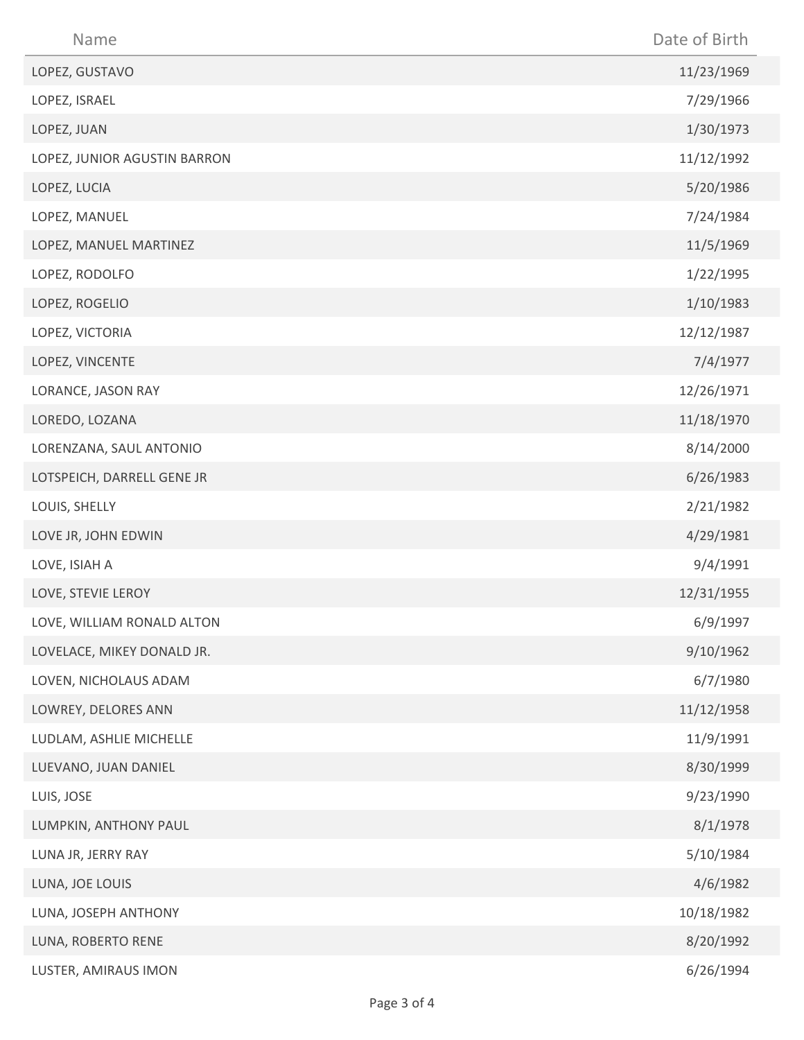| Name | Date of Birth |
| --- | --- |
| LOPEZ, GUSTAVO | 11/23/1969 |
| LOPEZ, ISRAEL | 7/29/1966 |
| LOPEZ, JUAN | 1/30/1973 |
| LOPEZ, JUNIOR AGUSTIN BARRON | 11/12/1992 |
| LOPEZ, LUCIA | 5/20/1986 |
| LOPEZ, MANUEL | 7/24/1984 |
| LOPEZ, MANUEL MARTINEZ | 11/5/1969 |
| LOPEZ, RODOLFO | 1/22/1995 |
| LOPEZ, ROGELIO | 1/10/1983 |
| LOPEZ, VICTORIA | 12/12/1987 |
| LOPEZ, VINCENTE | 7/4/1977 |
| LORANCE, JASON RAY | 12/26/1971 |
| LOREDO, LOZANA | 11/18/1970 |
| LORENZANA, SAUL ANTONIO | 8/14/2000 |
| LOTSPEICH, DARRELL GENE JR | 6/26/1983 |
| LOUIS, SHELLY | 2/21/1982 |
| LOVE JR, JOHN EDWIN | 4/29/1981 |
| LOVE, ISIAH A | 9/4/1991 |
| LOVE, STEVIE LEROY | 12/31/1955 |
| LOVE, WILLIAM RONALD ALTON | 6/9/1997 |
| LOVELACE, MIKEY DONALD JR. | 9/10/1962 |
| LOVEN, NICHOLAUS ADAM | 6/7/1980 |
| LOWREY, DELORES ANN | 11/12/1958 |
| LUDLAM, ASHLIE MICHELLE | 11/9/1991 |
| LUEVANO, JUAN DANIEL | 8/30/1999 |
| LUIS, JOSE | 9/23/1990 |
| LUMPKIN, ANTHONY PAUL | 8/1/1978 |
| LUNA JR, JERRY RAY | 5/10/1984 |
| LUNA, JOE LOUIS | 4/6/1982 |
| LUNA, JOSEPH ANTHONY | 10/18/1982 |
| LUNA, ROBERTO RENE | 8/20/1992 |
| LUSTER, AMIRAUS IMON | 6/26/1994 |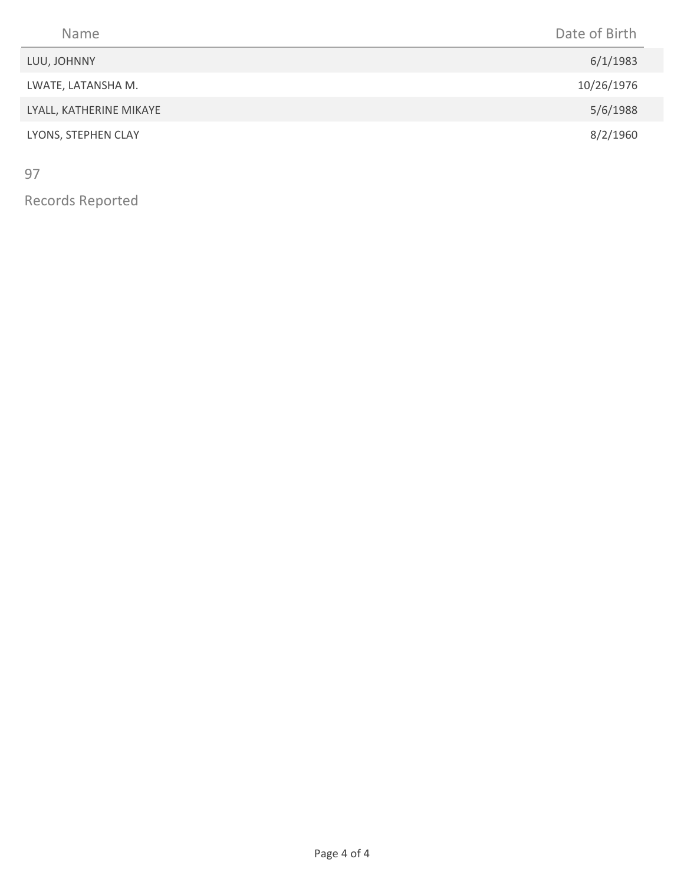| Name | Date of Birth |
| --- | --- |
| LUU, JOHNNY | 6/1/1983 |
| LWATE, LATANSHA M. | 10/26/1976 |
| LYALL, KATHERINE MIKAYE | 5/6/1988 |
| LYONS, STEPHEN CLAY | 8/2/1960 |

97

Records Reported